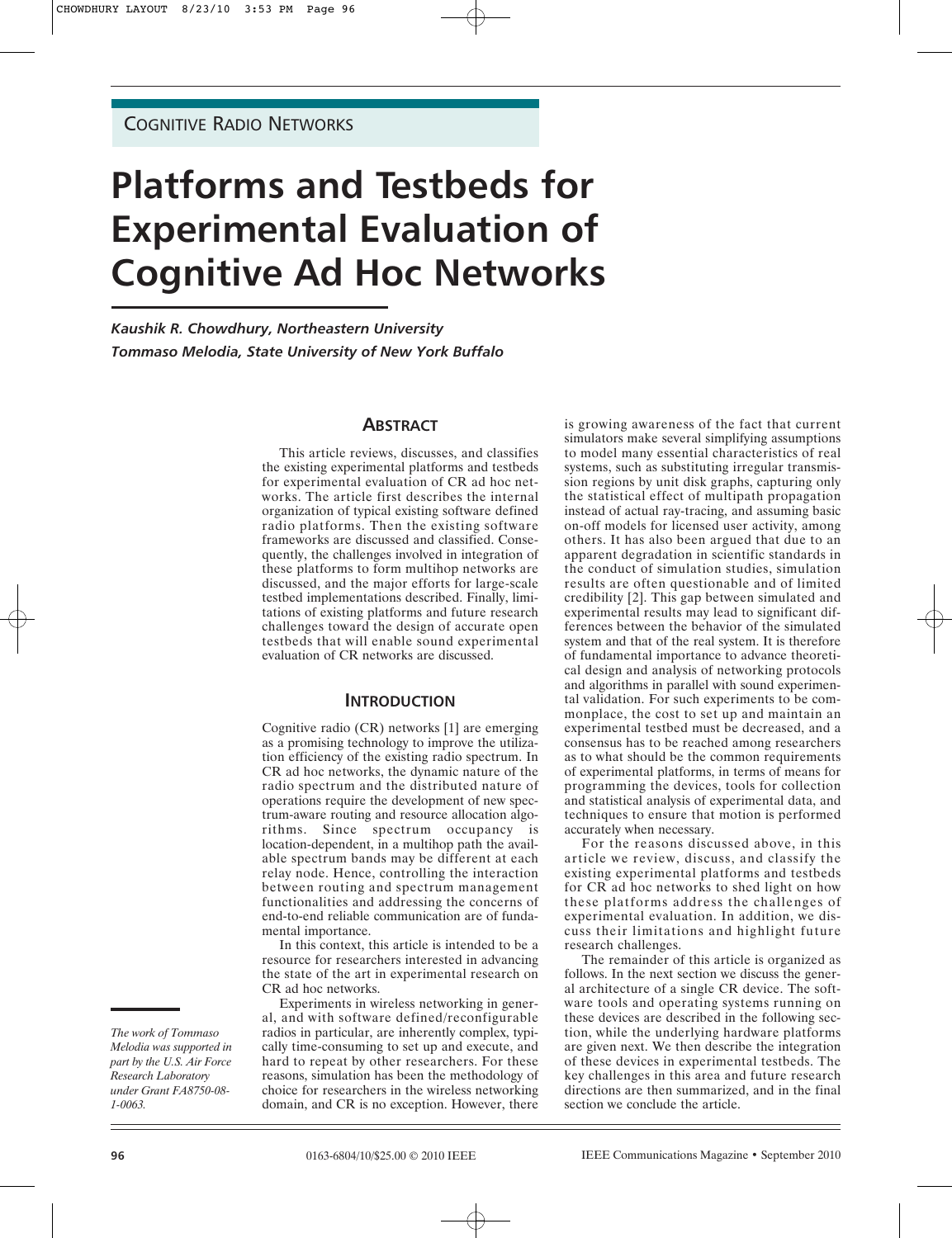COGNITIVE RADIO NETWORKS

# Platforms and Testbeds for Experimental Evaluation of Cognitive Ad Hoc Networks

*Kaushik R. Chowdhury, Northeastern University*
*Tommaso Melodia, State University of New York Buffalo*

## ABSTRACT

This article reviews, discusses, and classifies the existing experimental platforms and testbeds for experimental evaluation of CR ad hoc networks. The article first describes the internal organization of typical existing software defined radio platforms. Then the existing software frameworks are discussed and classified. Consequently, the challenges involved in integration of these platforms to form multihop networks are discussed, and the major efforts for large-scale testbed implementations described. Finally, limitations of existing platforms and future research challenges toward the design of accurate open testbeds that will enable sound experimental evaluation of CR networks are discussed.

## INTRODUCTION

Cognitive radio (CR) networks [1] are emerging as a promising technology to improve the utilization efficiency of the existing radio spectrum. In CR ad hoc networks, the dynamic nature of the radio spectrum and the distributed nature of operations require the development of new spectrum-aware routing and resource allocation algorithms. Since spectrum occupancy is location-dependent, in a multihop path the available spectrum bands may be different at each relay node. Hence, controlling the interaction between routing and spectrum management functionalities and addressing the concerns of end-to-end reliable communication are of fundamental importance.

In this context, this article is intended to be a resource for researchers interested in advancing the state of the art in experimental research on CR ad hoc networks.

Experiments in wireless networking in general, and with software defined/reconfigurable radios in particular, are inherently complex, typically time-consuming to set up and execute, and hard to repeat by other researchers. For these reasons, simulation has been the methodology of choice for researchers in the wireless networking domain, and CR is no exception. However, there is growing awareness of the fact that current simulators make several simplifying assumptions to model many essential characteristics of real systems, such as substituting irregular transmission regions by unit disk graphs, capturing only the statistical effect of multipath propagation instead of actual ray-tracing, and assuming basic on-off models for licensed user activity, among others. It has also been argued that due to an apparent degradation in scientific standards in the conduct of simulation studies, simulation results are often questionable and of limited credibility [2]. This gap between simulated and experimental results may lead to significant differences between the behavior of the simulated system and that of the real system. It is therefore of fundamental importance to advance theoretical design and analysis of networking protocols and algorithms in parallel with sound experimental validation. For such experiments to be commonplace, the cost to set up and maintain an experimental testbed must be decreased, and a consensus has to be reached among researchers as to what should be the common requirements of experimental platforms, in terms of means for programming the devices, tools for collection and statistical analysis of experimental data, and techniques to ensure that motion is performed accurately when necessary.

For the reasons discussed above, in this article we review, discuss, and classify the existing experimental platforms and testbeds for CR ad hoc networks to shed light on how these platforms address the challenges of experimental evaluation. In addition, we discuss their limitations and highlight future research challenges.

The remainder of this article is organized as follows. In the next section we discuss the general architecture of a single CR device. The software tools and operating systems running on these devices are described in the following section, while the underlying hardware platforms are given next. We then describe the integration of these devices in experimental testbeds. The key challenges in this area and future research directions are then summarized, and in the final section we conclude the article.

*The work of Tommaso Melodia was supported in part by the U.S. Air Force Research Laboratory under Grant FA8750-08-1-0063.*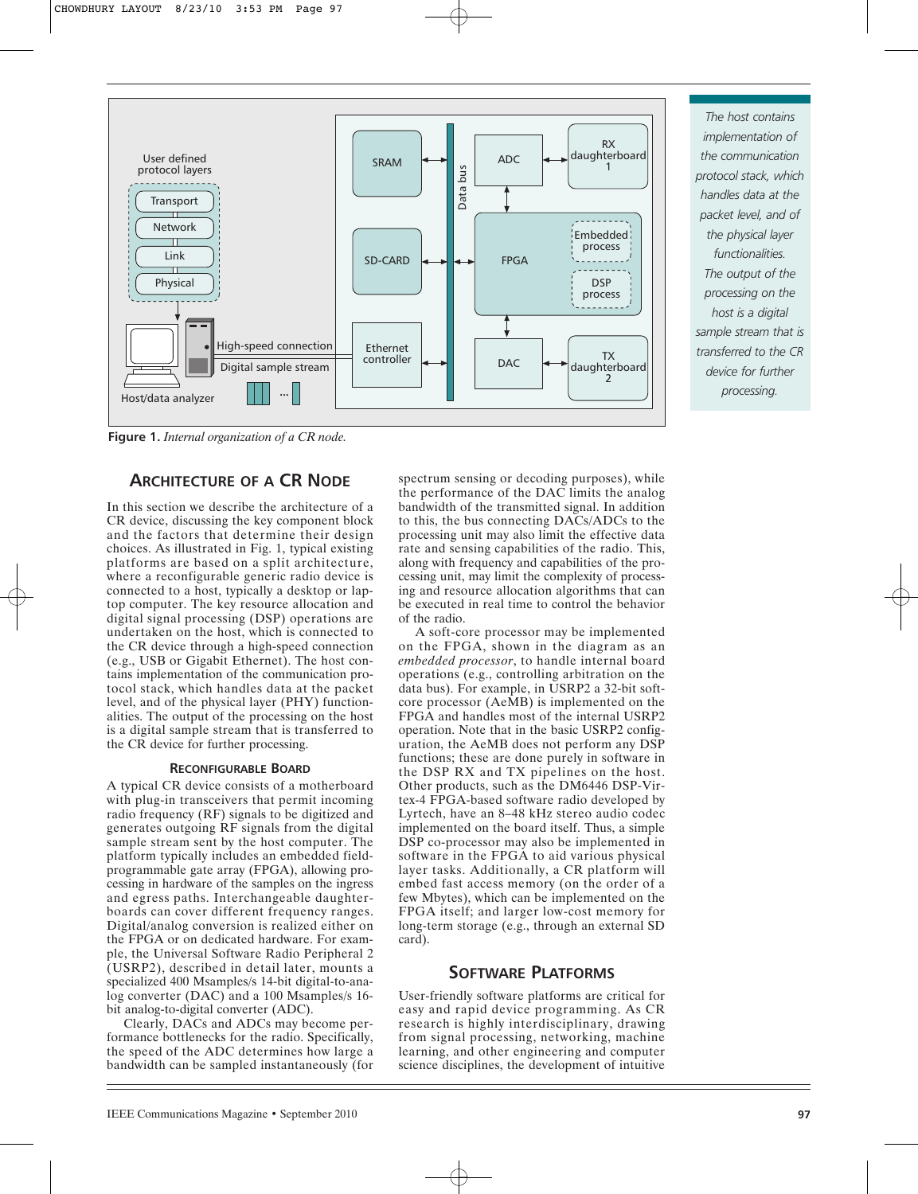Figure 1. *Internal organization of a CR node.*

*The host contains implementation of the communication protocol stack, which handles data at the packet level, and of the physical layer functionalities. The output of the processing on the host is a digital sample stream that is transferred to the CR device for further processing.*

## ARCHITECTURE OF A CR NODE

In this section we describe the architecture of a CR device, discussing the key component block and the factors that determine their design choices. As illustrated in Fig. 1, typical existing platforms are based on a split architecture, where a reconfigurable generic radio device is connected to a host, typically a desktop or laptop computer. The key resource allocation and digital signal processing (DSP) operations are undertaken on the host, which is connected to the CR device through a high-speed connection (e.g., USB or Gigabit Ethernet). The host contains implementation of the communication protocol stack, which handles data at the packet level, and of the physical layer (PHY) functionalities. The output of the processing on the host is a digital sample stream that is transferred to the CR device for further processing.

### RECONFIGURABLE BOARD

A typical CR device consists of a motherboard with plug-in transceivers that permit incoming radio frequency (RF) signals to be digitized and generates outgoing RF signals from the digital sample stream sent by the host computer. The platform typically includes an embedded field-programmable gate array (FPGA), allowing processing in hardware of the samples on the ingress and egress paths. Interchangeable daughterboards can cover different frequency ranges. Digital/analog conversion is realized either on the FPGA or on dedicated hardware. For example, the Universal Software Radio Peripheral 2 (USRP2), described in detail later, mounts a specialized 400 Msamples/s 14-bit digital-to-analog converter (DAC) and a 100 Msamples/s 16-bit analog-to-digital converter (ADC).

Clearly, DACs and ADCs may become performance bottlenecks for the radio. Specifically, the speed of the ADC determines how large a bandwidth can be sampled instantaneously (for spectrum sensing or decoding purposes), while the performance of the DAC limits the analog bandwidth of the transmitted signal. In addition to this, the bus connecting DACs/ADCs to the processing unit may also limit the effective data rate and sensing capabilities of the radio. This, along with frequency and capabilities of the processing unit, may limit the complexity of processing and resource allocation algorithms that can be executed in real time to control the behavior of the radio.

A soft-core processor may be implemented on the FPGA, shown in the diagram as an *embedded processor*, to handle internal board operations (e.g., controlling arbitration on the data bus). For example, in USRP2 a 32-bit soft-core processor (AeMB) is implemented on the FPGA and handles most of the internal USRP2 operation. Note that in the basic USRP2 configuration, the AeMB does not perform any DSP functions; these are done purely in software in the DSP RX and TX pipelines on the host. Other products, such as the DM6446 DSP-Virtex-4 FPGA-based software radio developed by Lyrtech, have an 8–48 kHz stereo audio codec implemented on the board itself. Thus, a simple DSP co-processor may also be implemented in software in the FPGA to aid various physical layer tasks. Additionally, a CR platform will embed fast access memory (on the order of a few Mbytes), which can be implemented on the FPGA itself; and larger low-cost memory for long-term storage (e.g., through an external SD card).

## SOFTWARE PLATFORMS

User-friendly software platforms are critical for easy and rapid device programming. As CR research is highly interdisciplinary, drawing from signal processing, networking, machine learning, and other engineering and computer science disciplines, the development of intuitive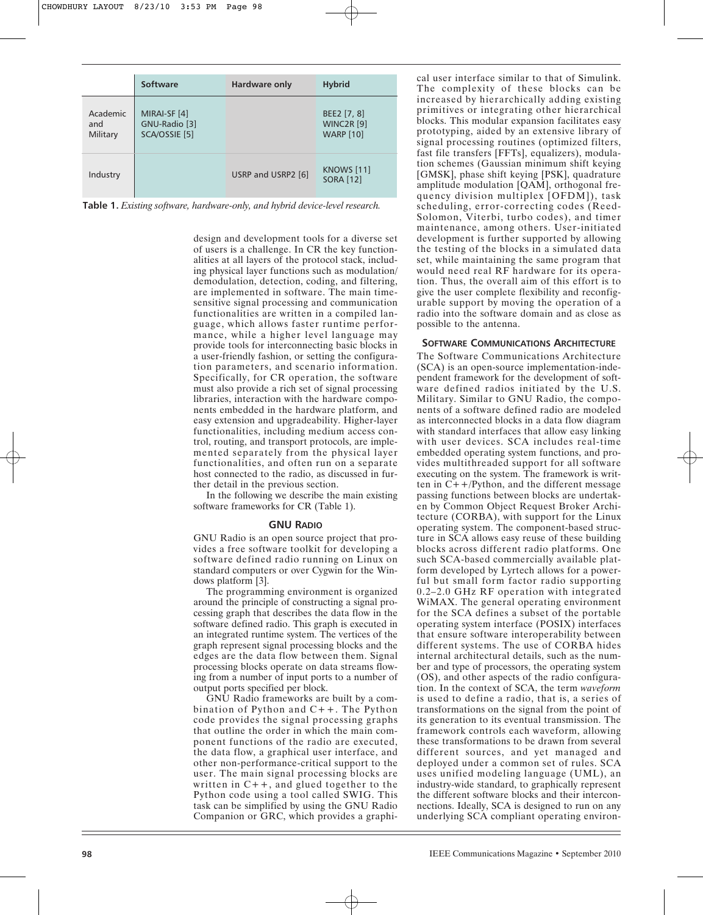|  | Software | Hardware only | Hybrid |
|---|---|---|---|
| Academic and Military | MIRAI-SF [4]<br>GNU-Radio [3]<br>SCA/OSSIE [5] |  | BEE2 [7, 8]<br>WINC2R [9]<br>WARP [10] |
| Industry |  | USRP and USRP2 [6] | KNOWS [11]<br>SORA [12] |

**Table 1.** *Existing software, hardware-only, and hybrid device-level research.*

design and development tools for a diverse set of users is a challenge. In CR the key functionalities at all layers of the protocol stack, including physical layer functions such as modulation/demodulation, detection, coding, and filtering, are implemented in software. The main time-sensitive signal processing and communication functionalities are written in a compiled language, which allows faster runtime performance, while a higher level language may provide tools for interconnecting basic blocks in a user-friendly fashion, or setting the configuration parameters, and scenario information. Specifically, for CR operation, the software must also provide a rich set of signal processing libraries, interaction with the hardware components embedded in the hardware platform, and easy extension and upgradeability. Higher-layer functionalities, including medium access control, routing, and transport protocols, are implemented separately from the physical layer functionalities, and often run on a separate host connected to the radio, as discussed in further detail in the previous section.

In the following we describe the main existing software frameworks for CR (Table 1).

### GNU Radio

GNU Radio is an open source project that provides a free software toolkit for developing a software defined radio running on Linux on standard computers or over Cygwin for the Windows platform [3].

The programming environment is organized around the principle of constructing a signal processing graph that describes the data flow in the software defined radio. This graph is executed in an integrated runtime system. The vertices of the graph represent signal processing blocks and the edges are the data flow between them. Signal processing blocks operate on data streams flowing from a number of input ports to a number of output ports specified per block.

GNU Radio frameworks are built by a combination of Python and C++. The Python code provides the signal processing graphs that outline the order in which the main component functions of the radio are executed, the data flow, a graphical user interface, and other non-performance-critical support to the user. The main signal processing blocks are written in C++, and glued together to the Python code using a tool called SWIG. This task can be simplified by using the GNU Radio Companion or GRC, which provides a graphical user interface similar to that of Simulink. The complexity of these blocks can be increased by hierarchically adding existing primitives or integrating other hierarchical blocks. This modular expansion facilitates easy prototyping, aided by an extensive library of signal processing routines (optimized filters, fast file transfers [FFTs], equalizers), modulation schemes (Gaussian minimum shift keying [GMSK], phase shift keying [PSK], quadrature amplitude modulation [QAM], orthogonal frequency division multiplex [OFDM]), task scheduling, error-correcting codes (Reed-Solomon, Viterbi, turbo codes), and timer maintenance, among others. User-initiated development is further supported by allowing the testing of the blocks in a simulated data set, while maintaining the same program that would need real RF hardware for its operation. Thus, the overall aim of this effort is to give the user complete flexibility and reconfigurable support by moving the operation of a radio into the software domain and as close as possible to the antenna.

### Software Communications Architecture

The Software Communications Architecture (SCA) is an open-source implementation-independent framework for the development of software defined radios initiated by the U.S. Military. Similar to GNU Radio, the components of a software defined radio are modeled as interconnected blocks in a data flow diagram with standard interfaces that allow easy linking with user devices. SCA includes real-time embedded operating system functions, and provides multithreaded support for all software executing on the system. The framework is written in C++/Python, and the different message passing functions between blocks are undertaken by Common Object Request Broker Architecture (CORBA), with support for the Linux operating system. The component-based structure in SCA allows easy reuse of these building blocks across different radio platforms. One such SCA-based commercially available platform developed by Lyrtech allows for a powerful but small form factor radio supporting 0.2–2.0 GHz RF operation with integrated WiMAX. The general operating environment for the SCA defines a subset of the portable operating system interface (POSIX) interfaces that ensure software interoperability between different systems. The use of CORBA hides internal architectural details, such as the number and type of processors, the operating system (OS), and other aspects of the radio configuration. In the context of SCA, the term *waveform* is used to define a radio, that is, a series of transformations on the signal from the point of its generation to its eventual transmission. The framework controls each waveform, allowing these transformations to be drawn from several different sources, and yet managed and deployed under a common set of rules. SCA uses unified modeling language (UML), an industry-wide standard, to graphically represent the different software blocks and their interconnections. Ideally, SCA is designed to run on any underlying SCA compliant operating environ-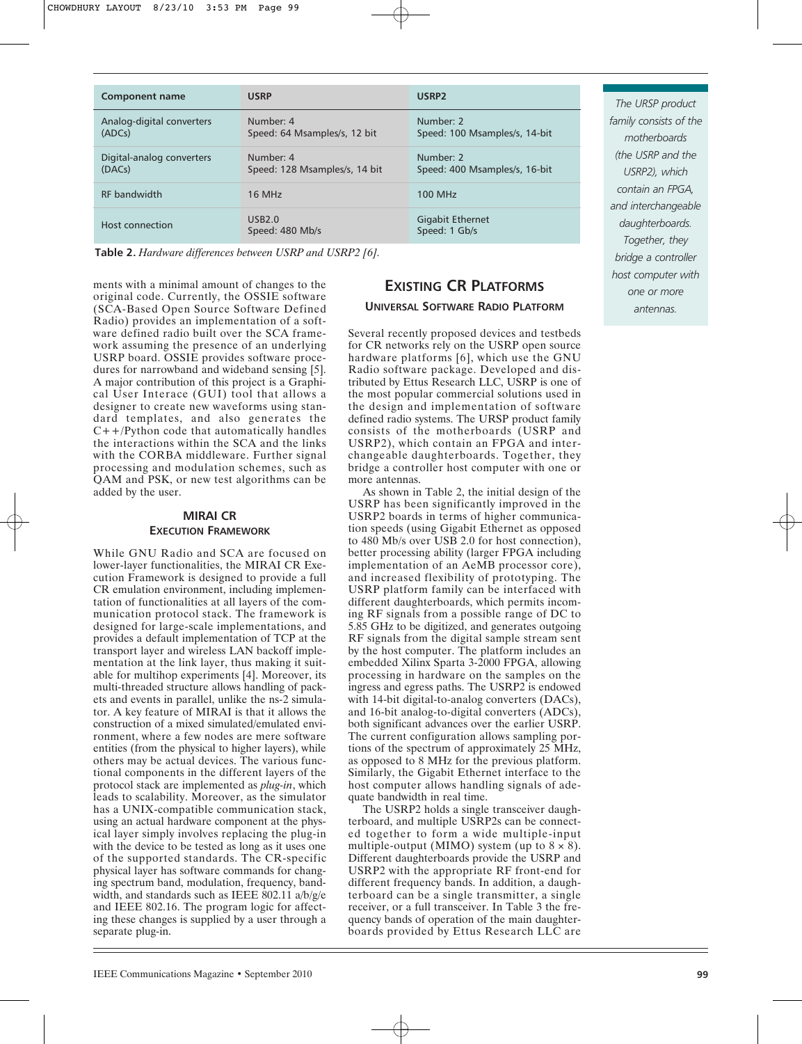| Component name | USRP | USRP2 |
|---|---|---|
| Analog-digital converters (ADCs) | Number: 4<br>Speed: 64 Msamples/s, 12 bit | Number: 2<br>Speed: 100 Msamples/s, 14-bit |
| Digital-analog converters (DACs) | Number: 4<br>Speed: 128 Msamples/s, 14 bit | Number: 2<br>Speed: 400 Msamples/s, 16-bit |
| RF bandwidth | 16 MHz | 100 MHz |
| Host connection | USB2.0<br>Speed: 480 Mb/s | Gigabit Ethernet<br>Speed: 1 Gb/s |

**Table 2.** *Hardware differences between USRP and USRP2 [6].*

ments with a minimal amount of changes to the original code. Currently, the OSSIE software (SCA-Based Open Source Software Defined Radio) provides an implementation of a software defined radio built over the SCA framework assuming the presence of an underlying USRP board. OSSIE provides software procedures for narrowband and wideband sensing [5]. A major contribution of this project is a Graphical User Interface (GUI) tool that allows a designer to create new waveforms using standard templates, and also generates the C++/Python code that automatically handles the interactions within the SCA and the links with the CORBA middleware. Further signal processing and modulation schemes, such as QAM and PSK, or new test algorithms can be added by the user.

### MIRAI CR Execution Framework

While GNU Radio and SCA are focused on lower-layer functionalities, the MIRAI CR Execution Framework is designed to provide a full CR emulation environment, including implementation of functionalities at all layers of the communication protocol stack. The framework is designed for large-scale implementations, and provides a default implementation of TCP at the transport layer and wireless LAN backoff implementation at the link layer, thus making it suitable for multihop experiments [4]. Moreover, its multi-threaded structure allows handling of packets and events in parallel, unlike the ns-2 simulator. A key feature of MIRAI is that it allows the construction of a mixed simulated/emulated environment, where a few nodes are mere software entities (from the physical to higher layers), while others may be actual devices. The various functional components in the different layers of the protocol stack are implemented as *plug-in*, which leads to scalability. Moreover, as the simulator has a UNIX-compatible communication stack, using an actual hardware component at the physical layer simply involves replacing the plug-in with the device to be tested as long as it uses one of the supported standards. The CR-specific physical layer has software commands for changing spectrum band, modulation, frequency, bandwidth, and standards such as IEEE 802.11 a/b/g/e and IEEE 802.16. The program logic for affecting these changes is supplied by a user through a separate plug-in.

## Existing CR Platforms

### Universal Software Radio Platform

Several recently proposed devices and testbeds for CR networks rely on the USRP open source hardware platforms [6], which use the GNU Radio software package. Developed and distributed by Ettus Research LLC, USRP is one of the most popular commercial solutions used in the design and implementation of software defined radio systems. The URSP product family consists of the motherboards (USRP and USRP2), which contain an FPGA and interchangeable daughterboards. Together, they bridge a controller host computer with one or more antennas.

*The URSP product family consists of the motherboards (the USRP and the USRP2), which contain an FPGA, and interchangeable daughterboards. Together, they bridge a controller host computer with one or more antennas.*

As shown in Table 2, the initial design of the USRP has been significantly improved in the USRP2 boards in terms of higher communication speeds (using Gigabit Ethernet as opposed to 480 Mb/s over USB 2.0 for host connection), better processing ability (larger FPGA including implementation of an AeMB processor core), and increased flexibility of prototyping. The USRP platform family can be interfaced with different daughterboards, which permits incoming RF signals from a possible range of DC to 5.85 GHz to be digitized, and generates outgoing RF signals from the digital sample stream sent by the host computer. The platform includes an embedded Xilinx Sparta 3-2000 FPGA, allowing processing in hardware on the samples on the ingress and egress paths. The USRP2 is endowed with 14-bit digital-to-analog converters (DACs), and 16-bit analog-to-digital converters (ADCs), both significant advances over the earlier USRP. The current configuration allows sampling portions of the spectrum of approximately 25 MHz, as opposed to 8 MHz for the previous platform. Similarly, the Gigabit Ethernet interface to the host computer allows handling signals of adequate bandwidth in real time.

The USRP2 holds a single transceiver daughterboard, and multiple USRP2s can be connected together to form a wide multiple-input multiple-output (MIMO) system (up to 8 × 8). Different daughterboards provide the USRP and USRP2 with the appropriate RF front-end for different frequency bands. In addition, a daughterboard can be a single transmitter, a single receiver, or a full transceiver. In Table 3 the frequency bands of operation of the main daughterboards provided by Ettus Research LLC are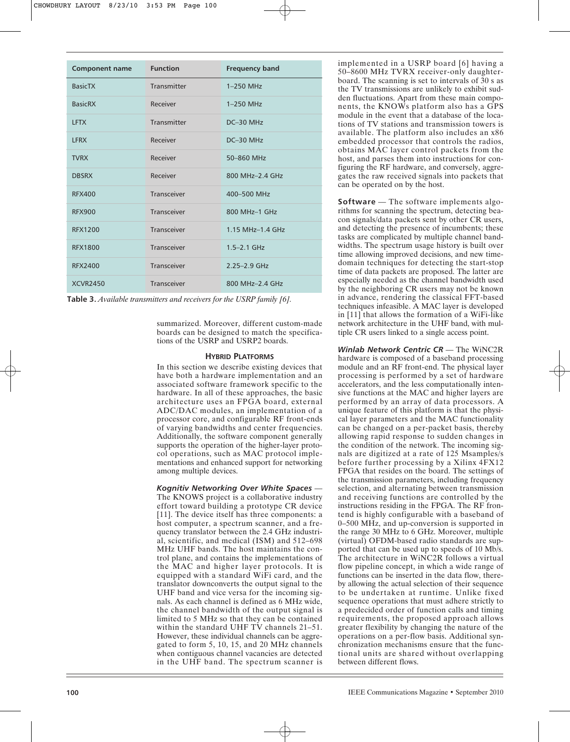| Component name | Function | Frequency band |
|---|---|---|
| BasicTX | Transmitter | 1–250 MHz |
| BasicRX | Receiver | 1–250 MHz |
| LFTX | Transmitter | DC–30 MHz |
| LFRX | Receiver | DC–30 MHz |
| TVRX | Receiver | 50–860 MHz |
| DBSRX | Receiver | 800 MHz–2.4 GHz |
| RFX400 | Transceiver | 400–500 MHz |
| RFX900 | Transceiver | 800 MHz–1 GHz |
| RFX1200 | Transceiver | 1.15 MHz–1.4 GHz |
| RFX1800 | Transceiver | 1.5–2.1 GHz |
| RFX2400 | Transceiver | 2.25–2.9 GHz |
| XCVR2450 | Transceiver | 800 MHz–2.4 GHz |

**Table 3.** *Available transmitters and receivers for the USRP family [6].*

summarized. Moreover, different custom-made boards can be designed to match the specifications of the USRP and USRP2 boards.

## HYBRID PLATFORMS

In this section we describe existing devices that have both a hardware implementation and an associated software framework specific to the hardware. In all of these approaches, the basic architecture uses an FPGA board, external ADC/DAC modules, an implementation of a processor core, and configurable RF front-ends of varying bandwidths and center frequencies. Additionally, the software component generally supports the operation of the higher-layer protocol operations, such as MAC protocol implementations and enhanced support for networking among multiple devices.

***Kognitiv Networking Over White Spaces*** — The KNOWS project is a collaborative industry effort toward building a prototype CR device [11]. The device itself has three components: a host computer, a spectrum scanner, and a frequency translator between the 2.4 GHz industrial, scientific, and medical (ISM) and 512–698 MHz UHF bands. The host maintains the control plane, and contains the implementations of the MAC and higher layer protocols. It is equipped with a standard WiFi card, and the translator downconverts the output signal to the UHF band and vice versa for the incoming signals. As each channel is defined as 6 MHz wide, the channel bandwidth of the output signal is limited to 5 MHz so that they can be contained within the standard UHF TV channels 21–51. However, these individual channels can be aggregated to form 5, 10, 15, and 20 MHz channels when contiguous channel vacancies are detected in the UHF band. The spectrum scanner is implemented in a USRP board [6] having a 50–8600 MHz TVRX receiver-only daughterboard. The scanning is set to intervals of 30 s as the TV transmissions are unlikely to exhibit sudden fluctuations. Apart from these main components, the KNOWs platform also has a GPS module in the event that a database of the locations of TV stations and transmission towers is available. The platform also includes an x86 embedded processor that controls the radios, obtains MAC layer control packets from the host, and parses them into instructions for configuring the RF hardware, and conversely, aggregates the raw received signals into packets that can be operated on by the host.

**Software** — The software implements algorithms for scanning the spectrum, detecting beacon signals/data packets sent by other CR users, and detecting the presence of incumbents; these tasks are complicated by multiple channel bandwidths. The spectrum usage history is built over time allowing improved decisions, and new time-domain techniques for detecting the start-stop time of data packets are proposed. The latter are especially needed as the channel bandwidth used by the neighboring CR users may not be known in advance, rendering the classical FFT-based techniques infeasible. A MAC layer is developed in [11] that allows the formation of a WiFi-like network architecture in the UHF band, with multiple CR users linked to a single access point.

***Winlab Network Centric CR*** — The WiNC2R hardware is composed of a baseband processing module and an RF front-end. The physical layer processing is performed by a set of hardware accelerators, and the less computationally intensive functions at the MAC and higher layers are performed by an array of data processors. A unique feature of this platform is that the physical layer parameters and the MAC functionality can be changed on a per-packet basis, thereby allowing rapid response to sudden changes in the condition of the network. The incoming signals are digitized at a rate of 125 Msamples/s before further processing by a Xilinx 4FX12 FPGA that resides on the board. The settings of the transmission parameters, including frequency selection, and alternating between transmission and receiving functions are controlled by the instructions residing in the FPGA. The RF frontend is highly configurable with a baseband of 0–500 MHz, and up-conversion is supported in the range 30 MHz to 6 GHz. Moreover, multiple (virtual) OFDM-based radio standards are supported that can be used up to speeds of 10 Mb/s. The architecture in WiNC2R follows a virtual flow pipeline concept, in which a wide range of functions can be inserted in the data flow, thereby allowing the actual selection of their sequence to be undertaken at runtime. Unlike fixed sequence operations that must adhere strictly to a predecided order of function calls and timing requirements, the proposed approach allows greater flexibility by changing the nature of the operations on a per-flow basis. Additional synchronization mechanisms ensure that the functional units are shared without overlapping between different flows.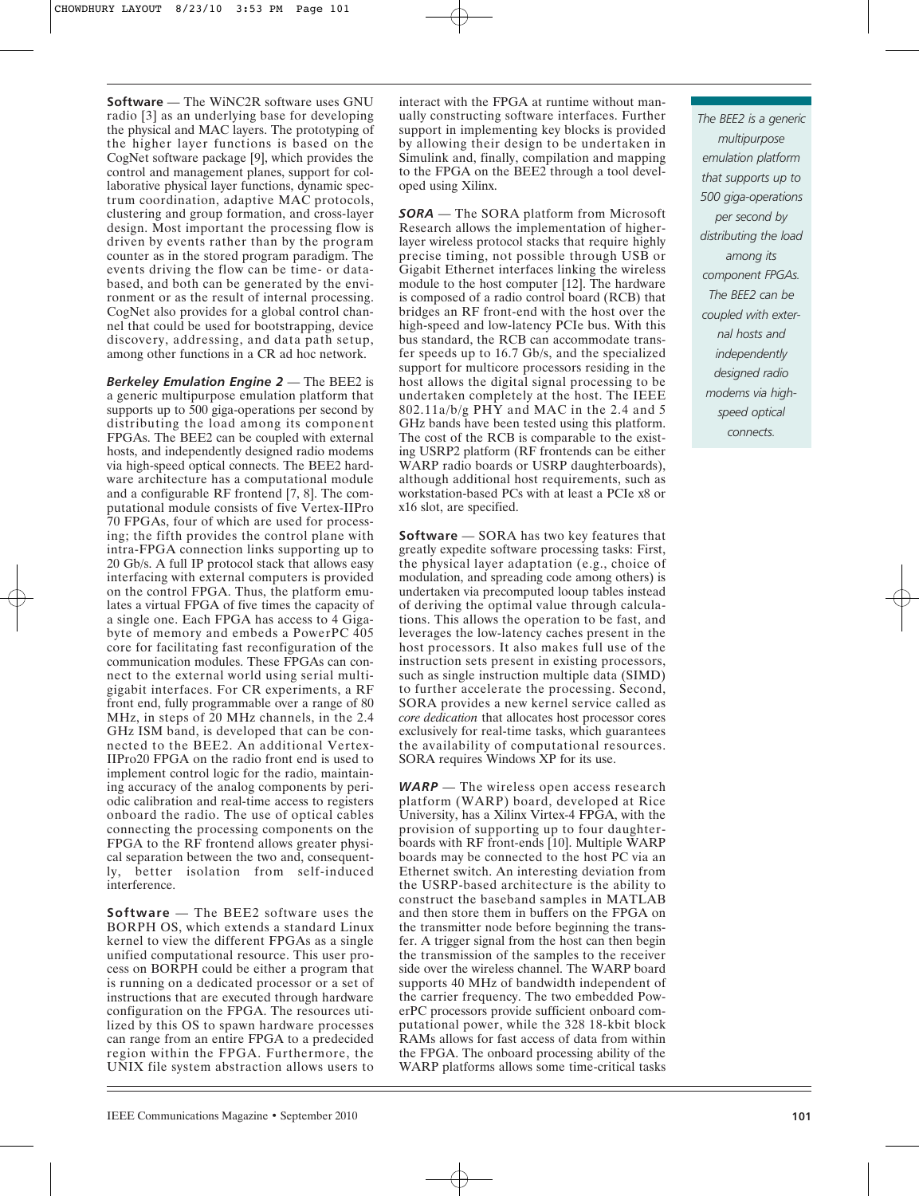**Software** — The WiNC2R software uses GNU radio [3] as an underlying base for developing the physical and MAC layers. The prototyping of the higher layer functions is based on the CogNet software package [9], which provides the control and management planes, support for collaborative physical layer functions, dynamic spectrum coordination, adaptive MAC protocols, clustering and group formation, and cross-layer design. Most important the processing flow is driven by events rather than by the program counter as in the stored program paradigm. The events driving the flow can be time- or data-based, and both can be generated by the environment or as the result of internal processing. CogNet also provides for a global control channel that could be used for bootstrapping, device discovery, addressing, and data path setup, among other functions in a CR ad hoc network.

***Berkeley Emulation Engine 2*** — The BEE2 is a generic multipurpose emulation platform that supports up to 500 giga-operations per second by distributing the load among its component FPGAs. The BEE2 can be coupled with external hosts, and independently designed radio modems via high-speed optical connects. The BEE2 hardware architecture has a computational module and a configurable RF frontend [7, 8]. The computational module consists of five Vertex-IIPro 70 FPGAs, four of which are used for processing; the fifth provides the control plane with intra-FPGA connection links supporting up to 20 Gb/s. A full IP protocol stack that allows easy interfacing with external computers is provided on the control FPGA. Thus, the platform emulates a virtual FPGA of five times the capacity of a single one. Each FPGA has access to 4 Gigabyte of memory and embeds a PowerPC 405 core for facilitating fast reconfiguration of the communication modules. These FPGAs can connect to the external world using serial multi-gigabit interfaces. For CR experiments, a RF front end, fully programmable over a range of 80 MHz, in steps of 20 MHz channels, in the 2.4 GHz ISM band, is developed that can be connected to the BEE2. An additional Vertex-IIPro20 FPGA on the radio front end is used to implement control logic for the radio, maintaining accuracy of the analog components by periodic calibration and real-time access to registers onboard the radio. The use of optical cables connecting the processing components on the FPGA to the RF frontend allows greater physical separation between the two and, consequently, better isolation from self-induced interference.

**Software** — The BEE2 software uses the BORPH OS, which extends a standard Linux kernel to view the different FPGAs as a single unified computational resource. This user process on BORPH could be either a program that is running on a dedicated processor or a set of instructions that are executed through hardware configuration on the FPGA. The resources utilized by this OS to spawn hardware processes can range from an entire FPGA to a predecided region within the FPGA. Furthermore, the UNIX file system abstraction allows users to interact with the FPGA at runtime without manually constructing software interfaces. Further support in implementing key blocks is provided by allowing their design to be undertaken in Simulink and, finally, compilation and mapping to the FPGA on the BEE2 through a tool developed using Xilinx.

***SORA*** — The SORA platform from Microsoft Research allows the implementation of higher-layer wireless protocol stacks that require highly precise timing, not possible through USB or Gigabit Ethernet interfaces linking the wireless module to the host computer [12]. The hardware is composed of a radio control board (RCB) that bridges an RF front-end with the host over the high-speed and low-latency PCIe bus. With this bus standard, the RCB can accommodate transfer speeds up to 16.7 Gb/s, and the specialized support for multicore processors residing in the host allows the digital signal processing to be undertaken completely at the host. The IEEE 802.11a/b/g PHY and MAC in the 2.4 and 5 GHz bands have been tested using this platform. The cost of the RCB is comparable to the existing USRP2 platform (RF frontends can be either WARP radio boards or USRP daughterboards), although additional host requirements, such as workstation-based PCs with at least a PCIe x8 or x16 slot, are specified.

**Software** — SORA has two key features that greatly expedite software processing tasks: First, the physical layer adaptation (e.g., choice of modulation, and spreading code among others) is undertaken via precomputed looup tables instead of deriving the optimal value through calculations. This allows the operation to be fast, and leverages the low-latency caches present in the host processors. It also makes full use of the instruction sets present in existing processors, such as single instruction multiple data (SIMD) to further accelerate the processing. Second, SORA provides a new kernel service called as *core dedication* that allocates host processor cores exclusively for real-time tasks, which guarantees the availability of computational resources. SORA requires Windows XP for its use.

***WARP*** — The wireless open access research platform (WARP) board, developed at Rice University, has a Xilinx Virtex-4 FPGA, with the provision of supporting up to four daughterboards with RF front-ends [10]. Multiple WARP boards may be connected to the host PC via an Ethernet switch. An interesting deviation from the USRP-based architecture is the ability to construct the baseband samples in MATLAB and then store them in buffers on the FPGA on the transmitter node before beginning the transfer. A trigger signal from the host can then begin the transmission of the samples to the receiver side over the wireless channel. The WARP board supports 40 MHz of bandwidth independent of the carrier frequency. The two embedded PowerPC processors provide sufficient onboard computational power, while the 328 18-kbit block RAMs allows for fast access of data from within the FPGA. The onboard processing ability of the WARP platforms allows some time-critical tasks

*The BEE2 is a generic multipurpose emulation platform that supports up to 500 giga-operations per second by distributing the load among its component FPGAs. The BEE2 can be coupled with external hosts and independently designed radio modems via high-speed optical connects.*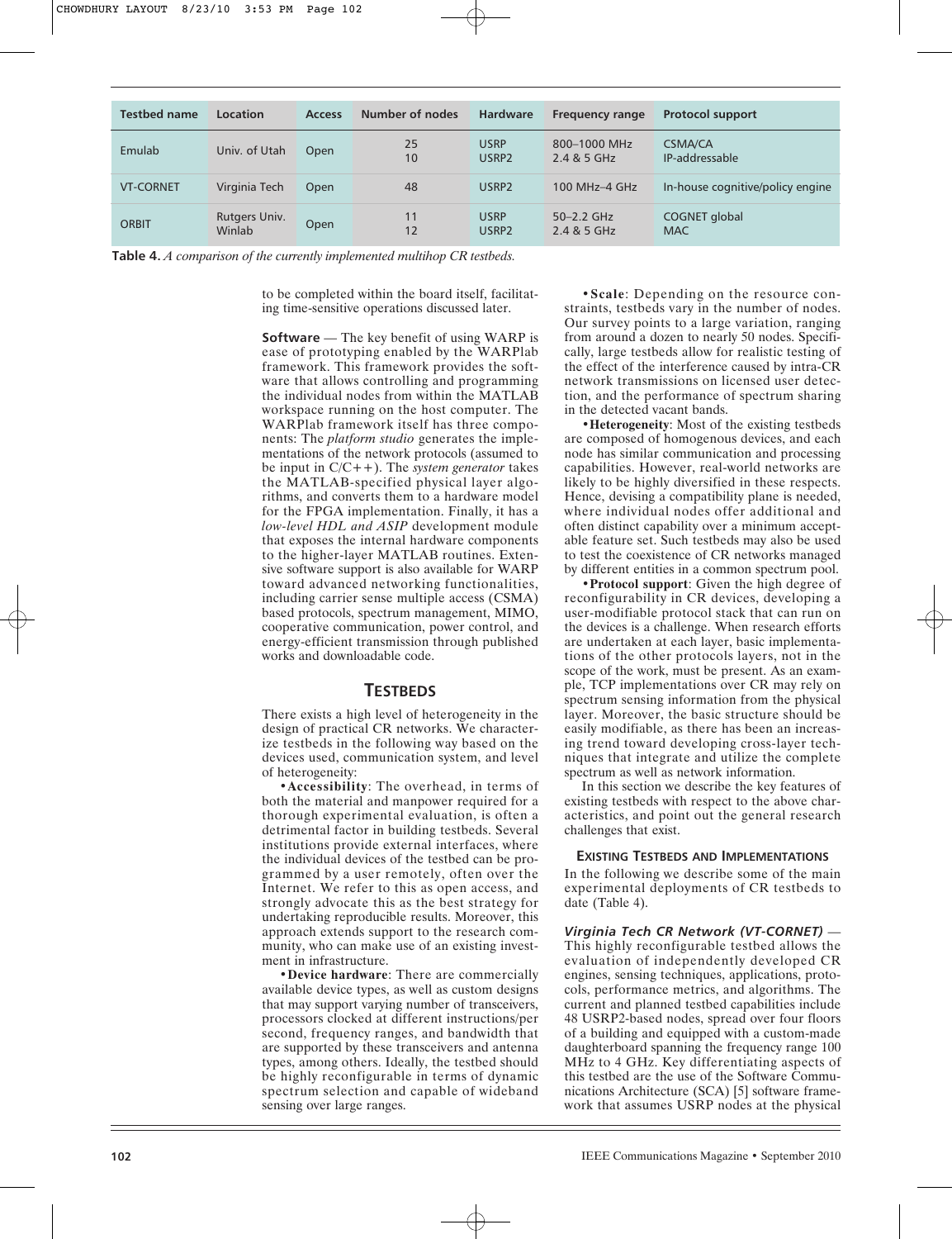| Testbed name | Location | Access | Number of nodes | Hardware | Frequency range | Protocol support |
|---|---|---|---|---|---|---|
| Emulab | Univ. of Utah | Open | 25<br>10 | USRP<br>USRP2 | 800–1000 MHz<br>2.4 & 5 GHz | CSMA/CA<br>IP-addressable |
| VT-CORNET | Virginia Tech | Open | 48 | USRP2 | 100 MHz–4 GHz | In-house cognitive/policy engine |
| ORBIT | Rutgers Univ. Winlab | Open | 11<br>12 | USRP<br>USRP2 | 50–2.2 GHz<br>2.4 & 5 GHz | COGNET global<br>MAC |

**Table 4.** *A comparison of the currently implemented multihop CR testbeds.*

to be completed within the board itself, facilitating time-sensitive operations discussed later.

**Software** — The key benefit of using WARP is ease of prototyping enabled by the WARPlab framework. This framework provides the software that allows controlling and programming the individual nodes from within the MATLAB workspace running on the host computer. The WARPlab framework itself has three components: The *platform studio* generates the implementations of the network protocols (assumed to be input in C/C++). The *system generator* takes the MATLAB-specified physical layer algorithms, and converts them to a hardware model for the FPGA implementation. Finally, it has a *low-level HDL and ASIP* development module that exposes the internal hardware components to the higher-layer MATLAB routines. Extensive software support is also available for WARP toward advanced networking functionalities, including carrier sense multiple access (CSMA) based protocols, spectrum management, MIMO, cooperative communication, power control, and energy-efficient transmission through published works and downloadable code.

## TESTBEDS

There exists a high level of heterogeneity in the design of practical CR networks. We characterize testbeds in the following way based on the devices used, communication system, and level of heterogeneity:

- **Accessibility**: The overhead, in terms of both the material and manpower required for a thorough experimental evaluation, is often a detrimental factor in building testbeds. Several institutions provide external interfaces, where the individual devices of the testbed can be programmed by a user remotely, often over the Internet. We refer to this as open access, and strongly advocate this as the best strategy for undertaking reproducible results. Moreover, this approach extends support to the research community, who can make use of an existing investment in infrastructure.
- **Device hardware**: There are commercially available device types, as well as custom designs that may support varying number of transceivers, processors clocked at different instructions/per second, frequency ranges, and bandwidth that are supported by these transceivers and antenna types, among others. Ideally, the testbed should be highly reconfigurable in terms of dynamic spectrum selection and capable of wideband sensing over large ranges.
- **Scale**: Depending on the resource constraints, testbeds vary in the number of nodes. Our survey points to a large variation, ranging from around a dozen to nearly 50 nodes. Specifically, large testbeds allow for realistic testing of the effect of the interference caused by intra-CR network transmissions on licensed user detection, and the performance of spectrum sharing in the detected vacant bands.
- **Heterogeneity**: Most of the existing testbeds are composed of homogenous devices, and each node has similar communication and processing capabilities. However, real-world networks are likely to be highly diversified in these respects. Hence, devising a compatibility plane is needed, where individual nodes offer additional and often distinct capability over a minimum acceptable feature set. Such testbeds may also be used to test the coexistence of CR networks managed by different entities in a common spectrum pool.
- **Protocol support**: Given the high degree of reconfigurability in CR devices, developing a user-modifiable protocol stack that can run on the devices is a challenge. When research efforts are undertaken at each layer, basic implementations of the other protocols layers, not in the scope of the work, must be present. As an example, TCP implementations over CR may rely on spectrum sensing information from the physical layer. Moreover, the basic structure should be easily modifiable, as there has been an increasing trend toward developing cross-layer techniques that integrate and utilize the complete spectrum as well as network information.

In this section we describe the key features of existing testbeds with respect to the above characteristics, and point out the general research challenges that exist.

### EXISTING TESTBEDS AND IMPLEMENTATIONS

In the following we describe some of the main experimental deployments of CR testbeds to date (Table 4).

***Virginia Tech CR Network (VT-CORNET)*** — This highly reconfigurable testbed allows the evaluation of independently developed CR engines, sensing techniques, applications, protocols, performance metrics, and algorithms. The current and planned testbed capabilities include 48 USRP2-based nodes, spread over four floors of a building and equipped with a custom-made daughterboard spanning the frequency range 100 MHz to 4 GHz. Key differentiating aspects of this testbed are the use of the Software Communications Architecture (SCA) [5] software framework that assumes USRP nodes at the physical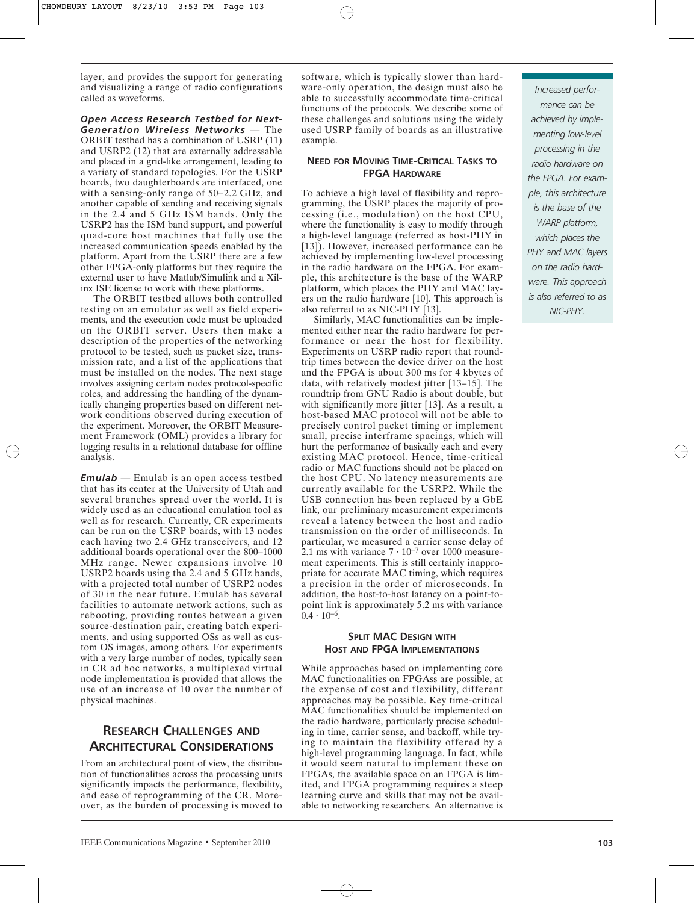layer, and provides the support for generating and visualizing a range of radio configurations called as waveforms.

***Open Access Research Testbed for Next-Generation Wireless Networks*** — The ORBIT testbed has a combination of USRP (11) and USRP2 (12) that are externally addressable and placed in a grid-like arrangement, leading to a variety of standard topologies. For the USRP boards, two daughterboards are interfaced, one with a sensing-only range of 50–2.2 GHz, and another capable of sending and receiving signals in the 2.4 and 5 GHz ISM bands. Only the USRP2 has the ISM band support, and powerful quad-core host machines that fully use the increased communication speeds enabled by the platform. Apart from the USRP there are a few other FPGA-only platforms but they require the external user to have Matlab/Simulink and a Xilinx ISE license to work with these platforms.

The ORBIT testbed allows both controlled testing on an emulator as well as field experiments, and the execution code must be uploaded on the ORBIT server. Users then make a description of the properties of the networking protocol to be tested, such as packet size, transmission rate, and a list of the applications that must be installed on the nodes. The next stage involves assigning certain nodes protocol-specific roles, and addressing the handling of the dynamically changing properties based on different network conditions observed during execution of the experiment. Moreover, the ORBIT Measurement Framework (OML) provides a library for logging results in a relational database for offline analysis.

***Emulab*** — Emulab is an open access testbed that has its center at the University of Utah and several branches spread over the world. It is widely used as an educational emulation tool as well as for research. Currently, CR experiments can be run on the USRP boards, with 13 nodes each having two 2.4 GHz transceivers, and 12 additional boards operational over the 800–1000 MHz range. Newer expansions involve 10 USRP2 boards using the 2.4 and 5 GHz bands, with a projected total number of USRP2 nodes of 30 in the near future. Emulab has several facilities to automate network actions, such as rebooting, providing routes between a given source-destination pair, creating batch experiments, and using supported OSs as well as custom OS images, among others. For experiments with a very large number of nodes, typically seen in CR ad hoc networks, a multiplexed virtual node implementation is provided that allows the use of an increase of 10 over the number of physical machines.

## Research Challenges and Architectural Considerations

From an architectural point of view, the distribution of functionalities across the processing units significantly impacts the performance, flexibility, and ease of reprogramming of the CR. Moreover, as the burden of processing is moved to software, which is typically slower than hardware-only operation, the design must also be able to successfully accommodate time-critical functions of the protocols. We describe some of these challenges and solutions using the widely used USRP family of boards as an illustrative example.

### Need for Moving Time-Critical Tasks to FPGA Hardware

To achieve a high level of flexibility and reprogramming, the USRP places the majority of processing (i.e., modulation) on the host CPU, where the functionality is easy to modify through a high-level language (referred as host-PHY in [13]). However, increased performance can be achieved by implementing low-level processing in the radio hardware on the FPGA. For example, this architecture is the base of the WARP platform, which places the PHY and MAC layers on the radio hardware [10]. This approach is also referred to as NIC-PHY [13].

Similarly, MAC functionalities can be implemented either near the radio hardware for performance or near the host for flexibility. Experiments on USRP radio report that roundtrip times between the device driver on the host and the FPGA is about 300 ms for 4 kbytes of data, with relatively modest jitter [13–15]. The roundtrip from GNU Radio is about double, but with significantly more jitter [13]. As a result, a host-based MAC protocol will not be able to precisely control packet timing or implement small, precise interframe spacings, which will hurt the performance of basically each and every existing MAC protocol. Hence, time-critical radio or MAC functions should not be placed on the host CPU. No latency measurements are currently available for the USRP2. While the USB connection has been replaced by a GbE link, our preliminary measurement experiments reveal a latency between the host and radio transmission on the order of milliseconds. In particular, we measured a carrier sense delay of 2.1 ms with variance $7 \cdot 10^{-7}$ over 1000 measurement experiments. This is still certainly inappropriate for accurate MAC timing, which requires a precision in the order of microseconds. In addition, the host-to-host latency on a point-to-point link is approximately 5.2 ms with variance $0.4 \cdot 10^{-6}$.

*Increased performance can be achieved by implementing low-level processing in the radio hardware on the FPGA. For example, this architecture is the base of the WARP platform, which places the PHY and MAC layers on the radio hardware. This approach is also referred to as NIC-PHY.*

### Split MAC Design with Host and FPGA Implementations

While approaches based on implementing core MAC functionalities on FPGAss are possible, at the expense of cost and flexibility, different approaches may be possible. Key time-critical MAC functionalities should be implemented on the radio hardware, particularly precise scheduling in time, carrier sense, and backoff, while trying to maintain the flexibility offered by a high-level programming language. In fact, while it would seem natural to implement these on FPGAs, the available space on an FPGA is limited, and FPGA programming requires a steep learning curve and skills that may not be available to networking researchers. An alternative is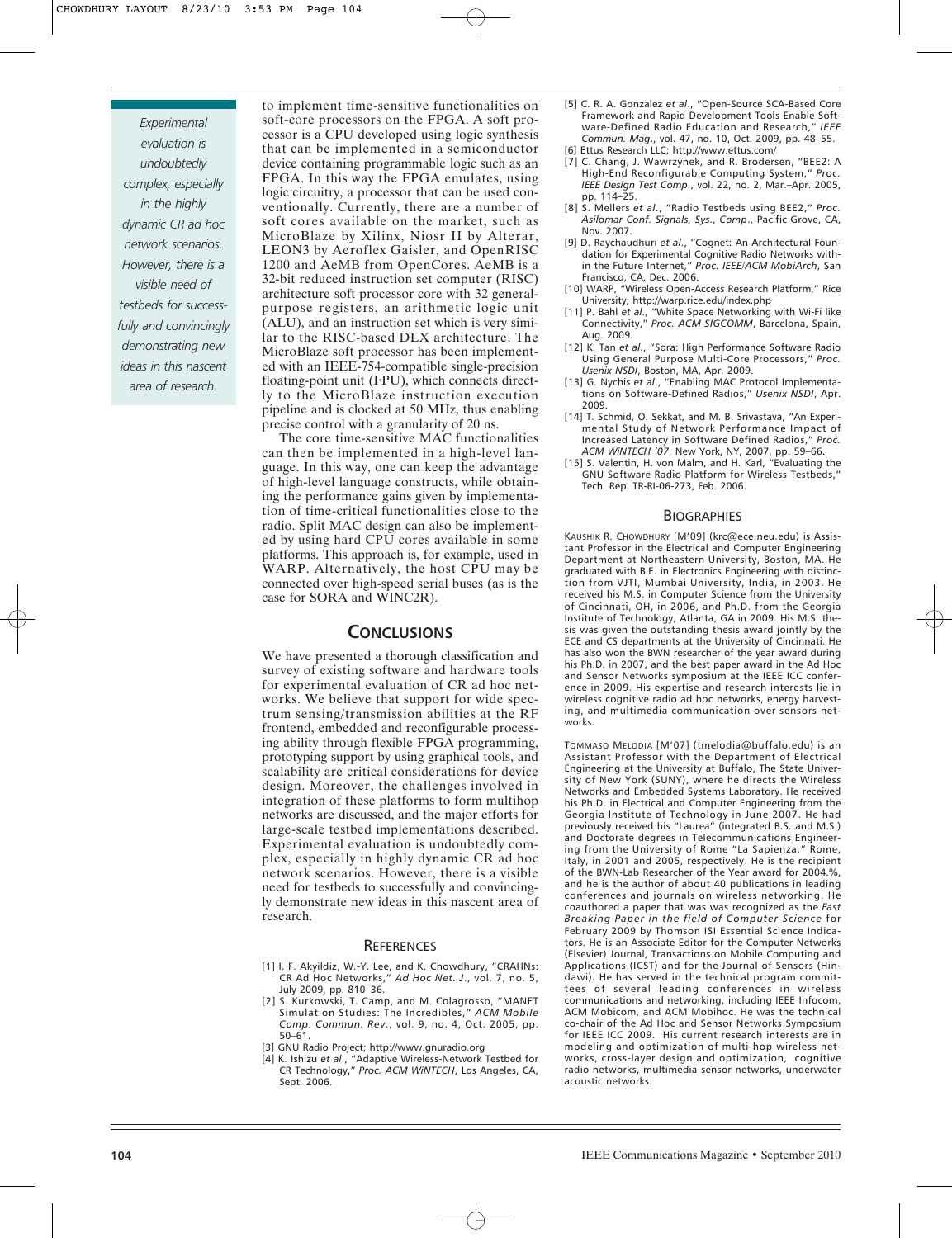to implement time-sensitive functionalities on soft-core processors on the FPGA. A soft processor is a CPU developed using logic synthesis that can be implemented in a semiconductor device containing programmable logic such as an FPGA. In this way the FPGA emulates, using logic circuitry, a processor that can be used conventionally. Currently, there are a number of soft cores available on the market, such as MicroBlaze by Xilinx, Niosr II by Alterar, LEON3 by Aeroflex Gaisler, and OpenRISC 1200 and AeMB from OpenCores. AeMB is a 32-bit reduced instruction set computer (RISC) architecture soft processor core with 32 general-purpose registers, an arithmetic logic unit (ALU), and an instruction set which is very similar to the RISC-based DLX architecture. The MicroBlaze soft processor has been implemented with an IEEE-754-compatible single-precision floating-point unit (FPU), which connects directly to the MicroBlaze instruction execution pipeline and is clocked at 50 MHz, thus enabling precise control with a granularity of 20 ns.

The core time-sensitive MAC functionalities can then be implemented in a high-level language. In this way, one can keep the advantage of high-level language constructs, while obtaining the performance gains given by implementation of time-critical functionalities close to the radio. Split MAC design can also be implemented by using hard CPU cores available in some platforms. This approach is, for example, used in WARP. Alternatively, the host CPU may be connected over high-speed serial buses (as is the case for SORA and WINC2R).

*Experimental evaluation is undoubtedly complex, especially in the highly dynamic CR ad hoc network scenarios. However, there is a visible need of testbeds for successfully and convincingly demonstrating new ideas in this nascent area of research.*

## Conclusions

We have presented a thorough classification and survey of existing software and hardware tools for experimental evaluation of CR ad hoc networks. We believe that support for wide spectrum sensing/transmission abilities at the RF frontend, embedded and reconfigurable processing ability through flexible FPGA programming, prototyping support by using graphical tools, and scalability are critical considerations for device design. Moreover, the challenges involved in integration of these platforms to form multihop networks are discussed, and the major efforts for large-scale testbed implementations described. Experimental evaluation is undoubtedly complex, especially in highly dynamic CR ad hoc network scenarios. However, there is a visible need for testbeds to successfully and convincingly demonstrate new ideas in this nascent area of research.

## References

[1] I. F. Akyildiz, W.-Y. Lee, and K. Chowdhury, "CRAHNs: CR Ad Hoc Networks," *Ad Hoc Net. J.*, vol. 7, no. 5, July 2009, pp. 810–36.

[2] S. Kurkowski, T. Camp, and M. Colagrosso, "MANET Simulation Studies: The Incredibles," *ACM Mobile Comp. Commun. Rev.*, vol. 9, no. 4, Oct. 2005, pp. 50–61.

[3] GNU Radio Project; http://www.gnuradio.org

[4] K. Ishizu *et al.*, "Adaptive Wireless-Network Testbed for CR Technology," *Proc. ACM WiNTECH*, Los Angeles, CA, Sept. 2006.

[5] C. R. A. Gonzalez *et al.*, "Open-Source SCA-Based Core Framework and Rapid Development Tools Enable Software-Defined Radio Education and Research," *IEEE Commun. Mag.*, vol. 47, no. 10, Oct. 2009, pp. 48–55.

[6] Ettus Research LLC; http://www.ettus.com/

[7] C. Chang, J. Wawrzynek, and R. Brodersen, "BEE2: A High-End Reconfigurable Computing System," *Proc. IEEE Design Test Comp.*, vol. 22, no. 2, Mar.–Apr. 2005, pp. 114–25.

[8] S. Mellers *et al.*, "Radio Testbeds using BEE2," *Proc. Asilomar Conf. Signals, Sys., Comp.*, Pacific Grove, CA, Nov. 2007.

[9] D. Raychaudhuri *et al.*, "Cognet: An Architectural Foundation for Experimental Cognitive Radio Networks within the Future Internet," *Proc. IEEE/ACM MobiArch*, San Francisco, CA, Dec. 2006.

[10] WARP, "Wireless Open-Access Research Platform," Rice University; http://warp.rice.edu/index.php

[11] P. Bahl *et al.*, "White Space Networking with Wi-Fi like Connectivity," *Proc. ACM SIGCOMM*, Barcelona, Spain, Aug. 2009.

[12] K. Tan *et al.*, "Sora: High Performance Software Radio Using General Purpose Multi-Core Processors," *Proc. Usenix NSDI*, Boston, MA, Apr. 2009.

[13] G. Nychis *et al.*, "Enabling MAC Protocol Implementations on Software-Defined Radios," *Usenix NSDI*, Apr. 2009.

[14] T. Schmid, O. Sekkat, and M. B. Srivastava, "An Experimental Study of Network Performance Impact of Increased Latency in Software Defined Radios," *Proc. ACM WiNTECH '07*, New York, NY, 2007, pp. 59–66.

[15] S. Valentin, H. von Malm, and H. Karl, "Evaluating the GNU Software Radio Platform for Wireless Testbeds," Tech. Rep. TR-RI-06-273, Feb. 2006.

## Biographies

KAUSHIK R. CHOWDHURY [M'09] (krc@ece.neu.edu) is Assistant Professor in the Electrical and Computer Engineering Department at Northeastern University, Boston, MA. He graduated with B.E. in Electronics Engineering with distinction from VJTI, Mumbai University, India, in 2003. He received his M.S. in Computer Science from the University of Cincinnati, OH, in 2006, and Ph.D. from the Georgia Institute of Technology, Atlanta, GA in 2009. His M.S. thesis was given the outstanding thesis award jointly by the ECE and CS departments at the University of Cincinnati. He has also won the BWN researcher of the year award during his Ph.D. in 2007, and the best paper award in the Ad Hoc and Sensor Networks symposium at the IEEE ICC conference in 2009. His expertise and research interests lie in wireless cognitive radio ad hoc networks, energy harvesting, and multimedia communication over sensors networks.

TOMMASO MELODIA [M'07] (tmelodia@buffalo.edu) is an Assistant Professor with the Department of Electrical Engineering at the University at Buffalo, The State University of New York (SUNY), where he directs the Wireless Networks and Embedded Systems Laboratory. He received his Ph.D. in Electrical and Computer Engineering from the Georgia Institute of Technology in June 2007. He had previously received his "Laurea" (integrated B.S. and M.S.) and Doctorate degrees in Telecommunications Engineering from the University of Rome "La Sapienza," Rome, Italy, in 2001 and 2005, respectively. He is the recipient of the BWN-Lab Researcher of the Year award for 2004.%, and he is the author of about 40 publications in leading conferences and journals on wireless networking. He coauthored a paper that was was recognized as the *Fast Breaking Paper in the field of Computer Science* for February 2009 by Thomson ISI Essential Science Indicators. He is an Associate Editor for the Computer Networks (Elsevier) Journal, Transactions on Mobile Computing and Applications (ICST) and for the Journal of Sensors (Hindawi). He has served in the technical program committees of several leading conferences in wireless communications and networking, including IEEE Infocom, ACM Mobicom, and ACM Mobihoc. He was the technical co-chair of the Ad Hoc and Sensor Networks Symposium for IEEE ICC 2009. His current research interests are in modeling and optimization of multi-hop wireless networks, cross-layer design and optimization, cognitive radio networks, multimedia sensor networks, underwater acoustic networks.